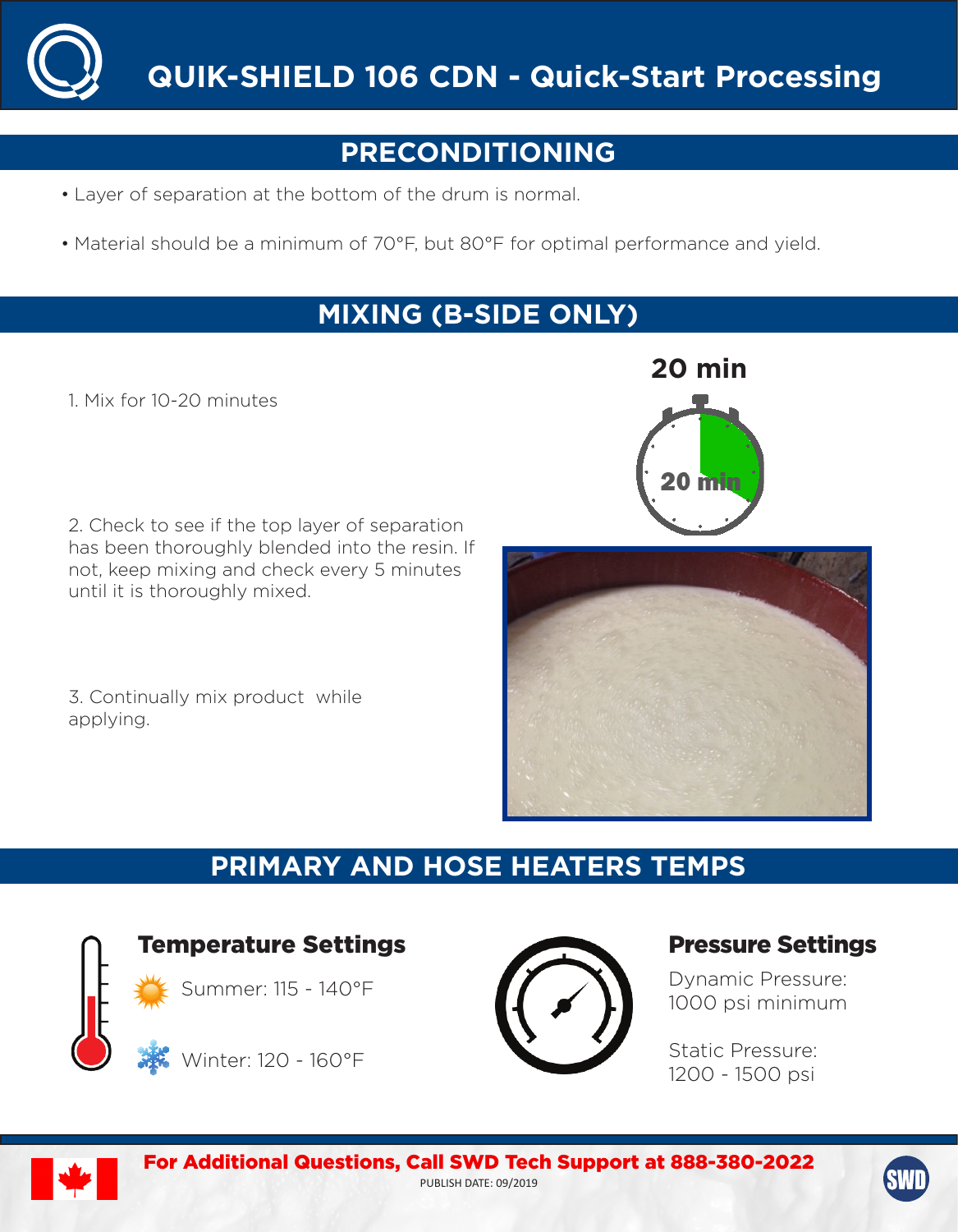# QUIK-SHIELD 106 CDN - Quick-Start Processing

## PRECONDITIONING

- Layer of separation at the bottom of the drum is normal.
- Material should be a minimum of 70°F, but 80°F for optimal performance and yield.

## MIXING (B-SIDE ONLY)

**20 min**

1. Mix for 10-20 minutes

2. Check to see if the top layer of separation has been thoroughly blended into the resin. If not, keep mixing and check every 5 minutes until it is thoroughly mixed.

3. Continually mix product while applying.

## PRIMARY AND HOSE HEATERS TEMPS

### Temperature Settings

Summer: 115 - 140°F

Winter: 120 - 160°F

### Pressure Settings

Dynamic Pressure:
1000 psi minimum

Static Pressure:
1200 - 1500 psi

**For Additional Questions, Call SWD Tech Support at 888-380-2022**

PUBLISH DATE: 09/2019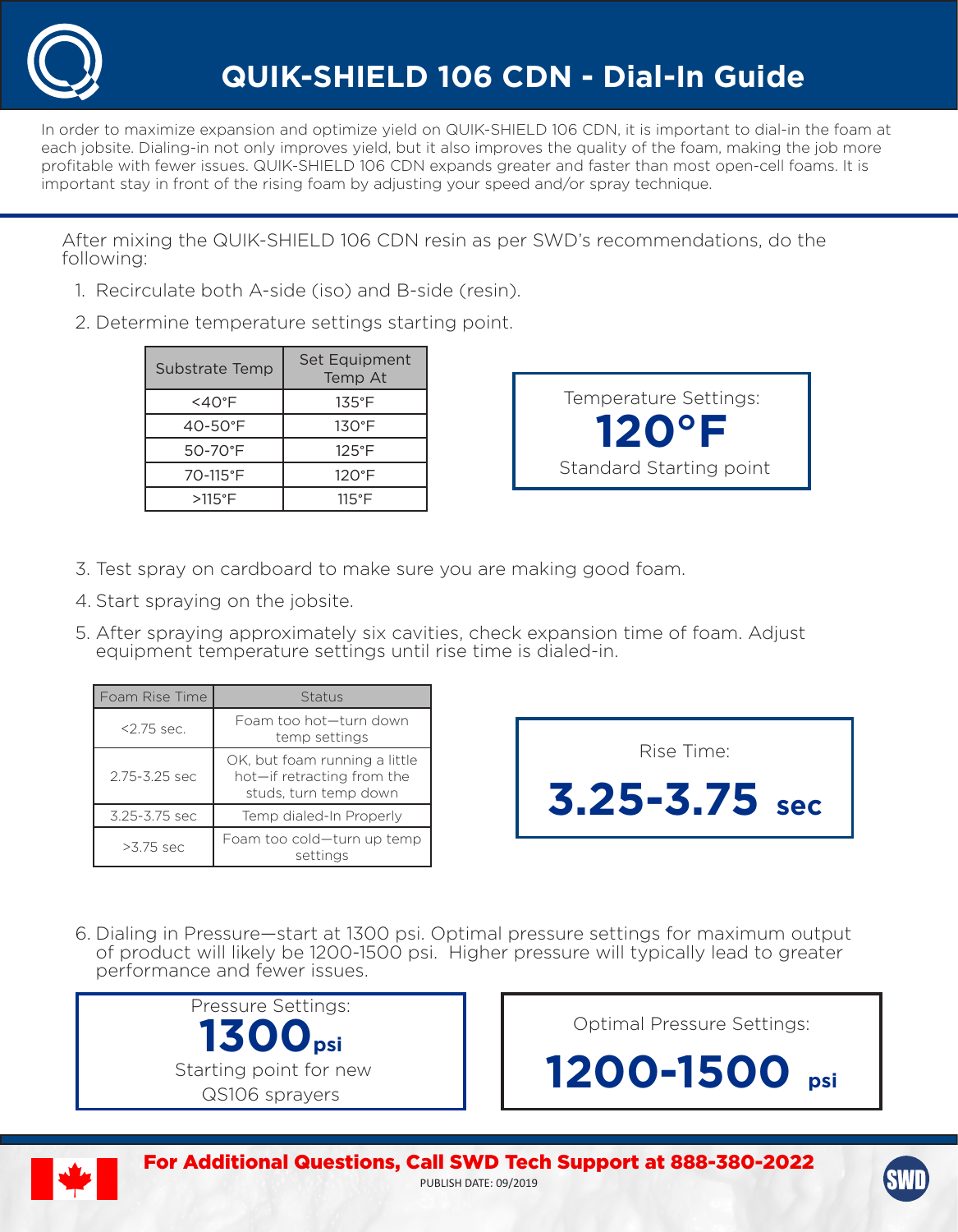# QUIK-SHIELD 106 CDN - Dial-In Guide

In order to maximize expansion and optimize yield on QUIK-SHIELD 106 CDN, it is important to dial-in the foam at each jobsite. Dialing-in not only improves yield, but it also improves the quality of the foam, making the job more profitable with fewer issues. QUIK-SHIELD 106 CDN expands greater and faster than most open-cell foams. It is important stay in front of the rising foam by adjusting your speed and/or spray technique.

After mixing the QUIK-SHIELD 106 CDN resin as per SWD's recommendations, do the following:

1. Recirculate both A-side (iso) and B-side (resin).
2. Determine temperature settings starting point.

| Substrate Temp | Set Equipment Temp At |
|---|---|
| <40°F | 135°F |
| 40-50°F | 130°F |
| 50-70°F | 125°F |
| 70-115°F | 120°F |
| >115°F | 115°F |

Temperature Settings:
**120°F**
Standard Starting point

3. Test spray on cardboard to make sure you are making good foam.
4. Start spraying on the jobsite.
5. After spraying approximately six cavities, check expansion time of foam. Adjust equipment temperature settings until rise time is dialed-in.

| Foam Rise Time | Status |
|---|---|
| <2.75 sec. | Foam too hot—turn down temp settings |
| 2.75-3.25 sec | OK, but foam running a little hot—if retracting from the studs, turn temp down |
| 3.25-3.75 sec | Temp dialed-In Properly |
| >3.75 sec | Foam too cold—turn up temp settings |

Rise Time:
**3.25-3.75 sec**

6. Dialing in Pressure—start at 1300 psi. Optimal pressure settings for maximum output of product will likely be 1200-1500 psi. Higher pressure will typically lead to greater performance and fewer issues.

Pressure Settings:
**1300 psi**
Starting point for new QS106 sprayers

Optimal Pressure Settings:
**1200-1500 psi**

**For Additional Questions, Call SWD Tech Support at 888-380-2022**

PUBLISH DATE: 09/2019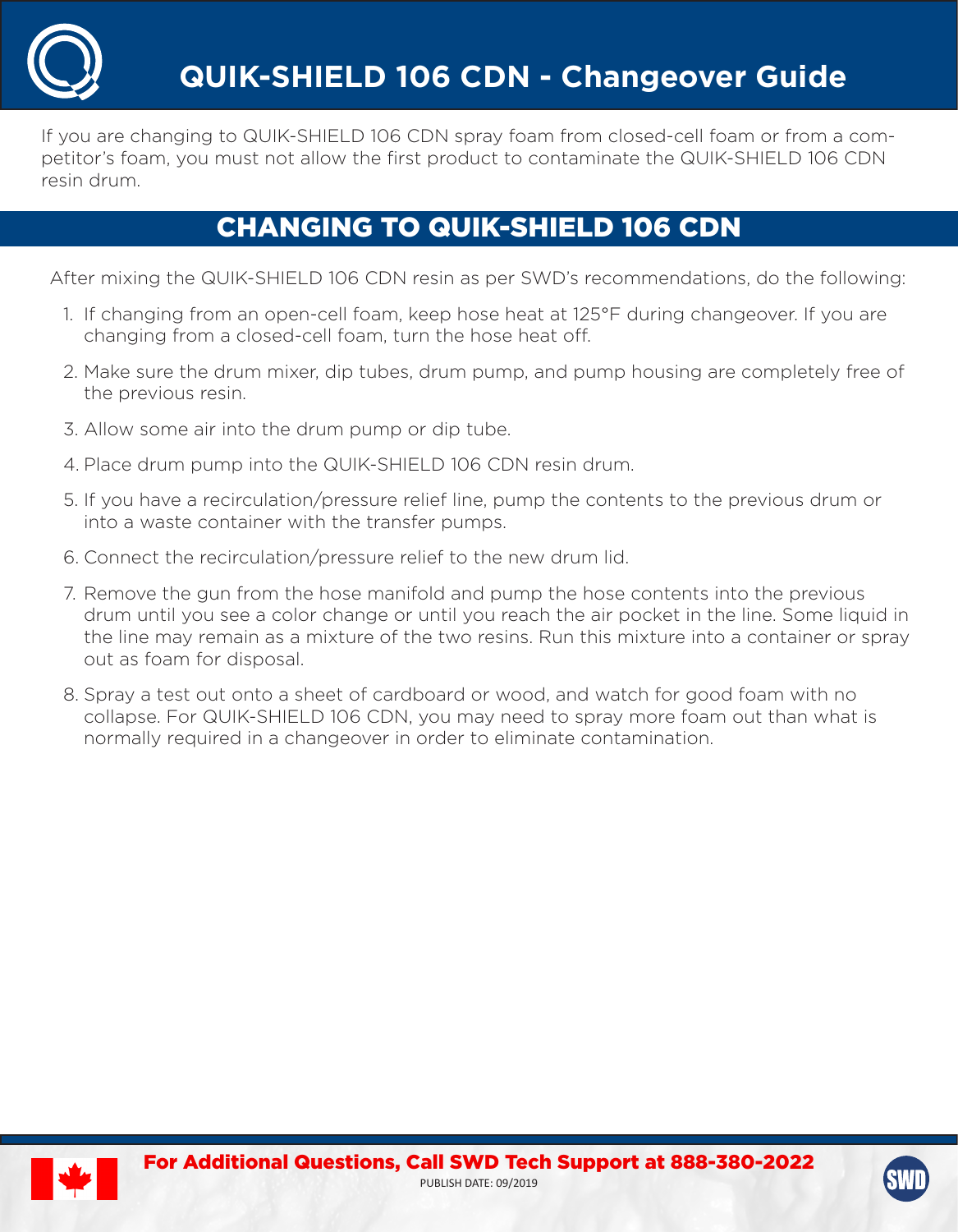# QUIK-SHIELD 106 CDN - Changeover Guide

If you are changing to QUIK-SHIELD 106 CDN spray foam from closed-cell foam or from a competitor's foam, you must not allow the first product to contaminate the QUIK-SHIELD 106 CDN resin drum.

## CHANGING TO QUIK-SHIELD 106 CDN

After mixing the QUIK-SHIELD 106 CDN resin as per SWD's recommendations, do the following:

1. If changing from an open-cell foam, keep hose heat at 125°F during changeover. If you are changing from a closed-cell foam, turn the hose heat off.
2. Make sure the drum mixer, dip tubes, drum pump, and pump housing are completely free of the previous resin.
3. Allow some air into the drum pump or dip tube.
4. Place drum pump into the QUIK-SHIELD 106 CDN resin drum.
5. If you have a recirculation/pressure relief line, pump the contents to the previous drum or into a waste container with the transfer pumps.
6. Connect the recirculation/pressure relief to the new drum lid.
7. Remove the gun from the hose manifold and pump the hose contents into the previous drum until you see a color change or until you reach the air pocket in the line. Some liquid in the line may remain as a mixture of the two resins. Run this mixture into a container or spray out as foam for disposal.
8. Spray a test out onto a sheet of cardboard or wood, and watch for good foam with no collapse. For QUIK-SHIELD 106 CDN, you may need to spray more foam out than what is normally required in a changeover in order to eliminate contamination.

**For Additional Questions, Call SWD Tech Support at 888-380-2022**

PUBLISH DATE: 09/2019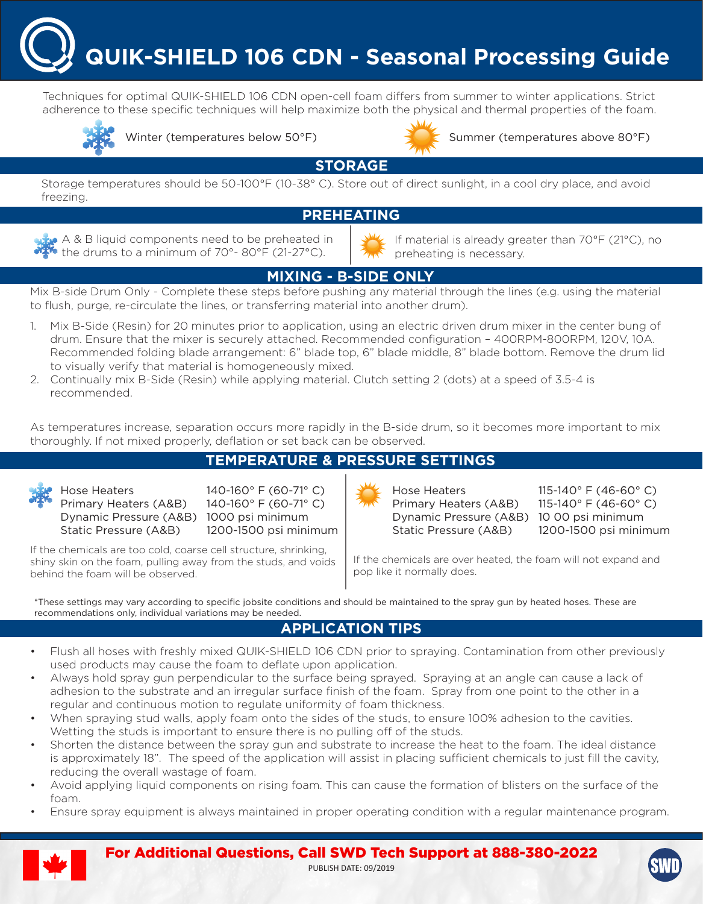# QUIK-SHIELD 106 CDN - Seasonal Processing Guide

Techniques for optimal QUIK-SHIELD 106 CDN open-cell foam differs from summer to winter applications. Strict adherence to these specific techniques will help maximize both the physical and thermal properties of the foam.

Winter (temperatures below 50°F)

Summer (temperatures above 80°F)

## STORAGE

Storage temperatures should be 50-100°F (10-38° C). Store out of direct sunlight, in a cool dry place, and avoid freezing.

## PREHEATING

**Winter:** A & B liquid components need to be preheated in the drums to a minimum of 70°- 80°F (21-27°C).

**Summer:** If material is already greater than 70°F (21°C), no preheating is necessary.

## MIXING - B-SIDE ONLY

Mix B-side Drum Only - Complete these steps before pushing any material through the lines (e.g. using the material to flush, purge, re-circulate the lines, or transferring material into another drum).

1. Mix B-Side (Resin) for 20 minutes prior to application, using an electric driven drum mixer in the center bung of drum. Ensure that the mixer is securely attached. Recommended configuration – 400RPM-800RPM, 120V, 10A. Recommended folding blade arrangement: 6" blade top, 6" blade middle, 8" blade bottom. Remove the drum lid to visually verify that material is homogeneously mixed.
2. Continually mix B-Side (Resin) while applying material. Clutch setting 2 (dots) at a speed of 3.5-4 is recommended.

As temperatures increase, separation occurs more rapidly in the B-side drum, so it becomes more important to mix thoroughly. If not mixed properly, deflation or set back can be observed.

## TEMPERATURE & PRESSURE SETTINGS

**Winter:**

| | |
|---|---|
| Hose Heaters | 140-160° F (60-71° C) |
| Primary Heaters (A&B) | 140-160° F (60-71° C) |
| Dynamic Pressure (A&B) | 1000 psi minimum |
| Static Pressure (A&B) | 1200-1500 psi minimum |

If the chemicals are too cold, coarse cell structure, shrinking, shiny skin on the foam, pulling away from the studs, and voids behind the foam will be observed.

**Summer:**

| | |
|---|---|
| Hose Heaters | 115-140° F (46-60° C) |
| Primary Heaters (A&B) | 115-140° F (46-60° C) |
| Dynamic Pressure (A&B) | 10 00 psi minimum |
| Static Pressure (A&B) | 1200-1500 psi minimum |

If the chemicals are over heated, the foam will not expand and pop like it normally does.

*These settings may vary according to specific jobsite conditions and should be maintained to the spray gun by heated hoses. These are recommendations only, individual variations may be needed.

## APPLICATION TIPS

- Flush all hoses with freshly mixed QUIK-SHIELD 106 CDN prior to spraying. Contamination from other previously used products may cause the foam to deflate upon application.
- Always hold spray gun perpendicular to the surface being sprayed. Spraying at an angle can cause a lack of adhesion to the substrate and an irregular surface finish of the foam. Spray from one point to the other in a regular and continuous motion to regulate uniformity of foam thickness.
- When spraying stud walls, apply foam onto the sides of the studs, to ensure 100% adhesion to the cavities. Wetting the studs is important to ensure there is no pulling off of the studs.
- Shorten the distance between the spray gun and substrate to increase the heat to the foam. The ideal distance is approximately 18". The speed of the application will assist in placing sufficient chemicals to just fill the cavity, reducing the overall wastage of foam.
- Avoid applying liquid components on rising foam. This can cause the formation of blisters on the surface of the foam.
- Ensure spray equipment is always maintained in proper operating condition with a regular maintenance program.

**For Additional Questions, Call SWD Tech Support at 888-380-2022**

PUBLISH DATE: 09/2019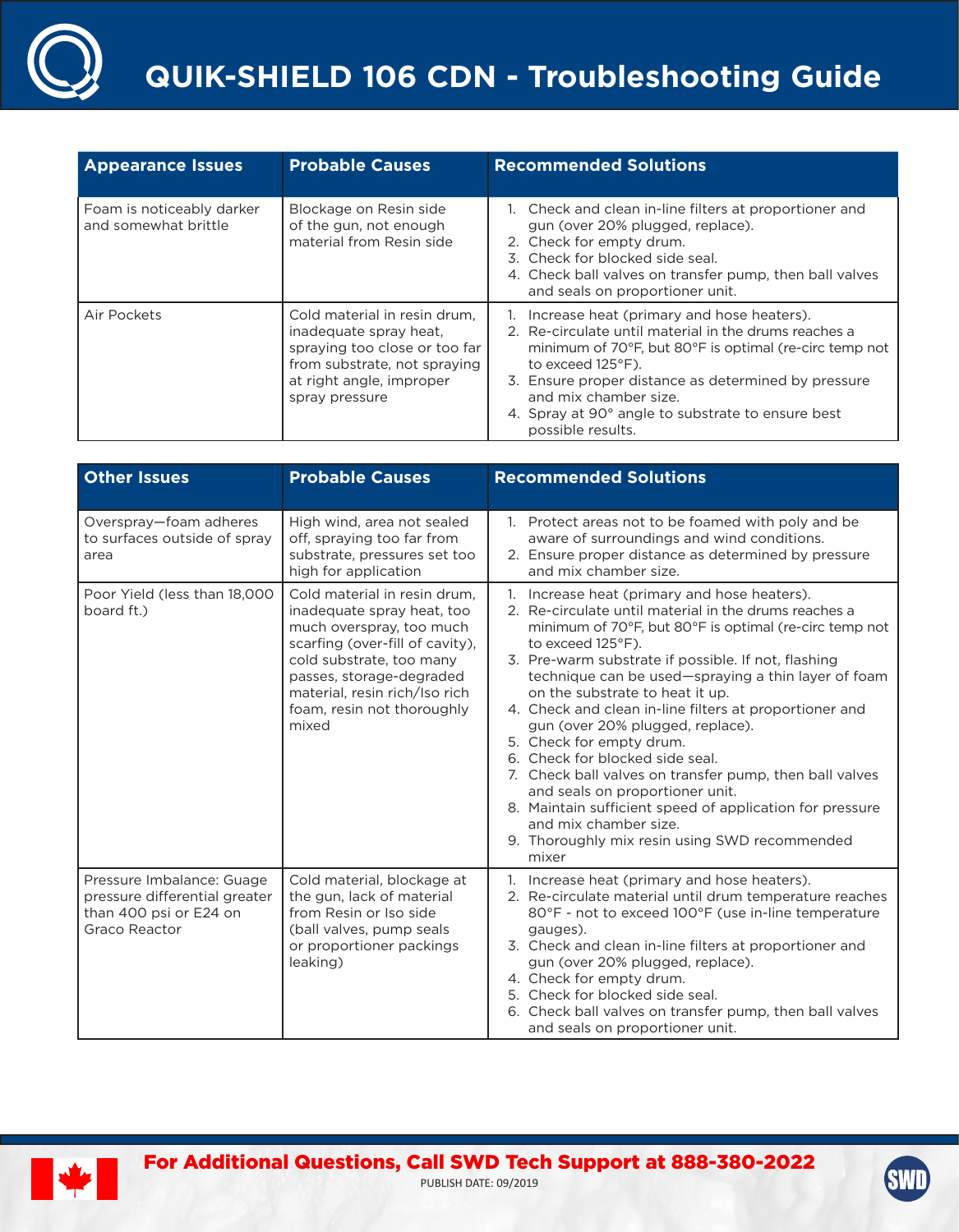# QUIK-SHIELD 106 CDN - Troubleshooting Guide

| Appearance Issues | Probable Causes | Recommended Solutions |
|---|---|---|
| Foam is noticeably darker and somewhat brittle | Blockage on Resin side of the gun, not enough material from Resin side | 1. Check and clean in-line filters at proportioner and gun (over 20% plugged, replace).<br>2. Check for empty drum.<br>3. Check for blocked side seal.<br>4. Check ball valves on transfer pump, then ball valves and seals on proportioner unit. |
| Air Pockets | Cold material in resin drum, inadequate spray heat, spraying too close or too far from substrate, not spraying at right angle, improper spray pressure | 1. Increase heat (primary and hose heaters).<br>2. Re-circulate until material in the drums reaches a minimum of 70°F, but 80°F is optimal (re-circ temp not to exceed 125°F).<br>3. Ensure proper distance as determined by pressure and mix chamber size.<br>4. Spray at 90° angle to substrate to ensure best possible results. |

| Other Issues | Probable Causes | Recommended Solutions |
|---|---|---|
| Overspray—foam adheres to surfaces outside of spray area | High wind, area not sealed off, spraying too far from substrate, pressures set too high for application | 1. Protect areas not to be foamed with poly and be aware of surroundings and wind conditions.<br>2. Ensure proper distance as determined by pressure and mix chamber size. |
| Poor Yield (less than 18,000 board ft.) | Cold material in resin drum, inadequate spray heat, too much overspray, too much scarfing (over-fill of cavity), cold substrate, too many passes, storage-degraded material, resin rich/Iso rich foam, resin not thoroughly mixed | 1. Increase heat (primary and hose heaters).<br>2. Re-circulate until material in the drums reaches a minimum of 70°F, but 80°F is optimal (re-circ temp not to exceed 125°F).<br>3. Pre-warm substrate if possible. If not, flashing technique can be used—spraying a thin layer of foam on the substrate to heat it up.<br>4. Check and clean in-line filters at proportioner and gun (over 20% plugged, replace).<br>5. Check for empty drum.<br>6. Check for blocked side seal.<br>7. Check ball valves on transfer pump, then ball valves and seals on proportioner unit.<br>8. Maintain sufficient speed of application for pressure and mix chamber size.<br>9. Thoroughly mix resin using SWD recommended mixer |
| Pressure Imbalance: Guage pressure differential greater than 400 psi or E24 on Graco Reactor | Cold material, blockage at the gun, lack of material from Resin or Iso side (ball valves, pump seals or proportioner packings leaking) | 1. Increase heat (primary and hose heaters).<br>2. Re-circulate material until drum temperature reaches 80°F - not to exceed 100°F (use in-line temperature gauges).<br>3. Check and clean in-line filters at proportioner and gun (over 20% plugged, replace).<br>4. Check for empty drum.<br>5. Check for blocked side seal.<br>6. Check ball valves on transfer pump, then ball valves and seals on proportioner unit. |

**For Additional Questions, Call SWD Tech Support at 888-380-2022**

PUBLISH DATE: 09/2019